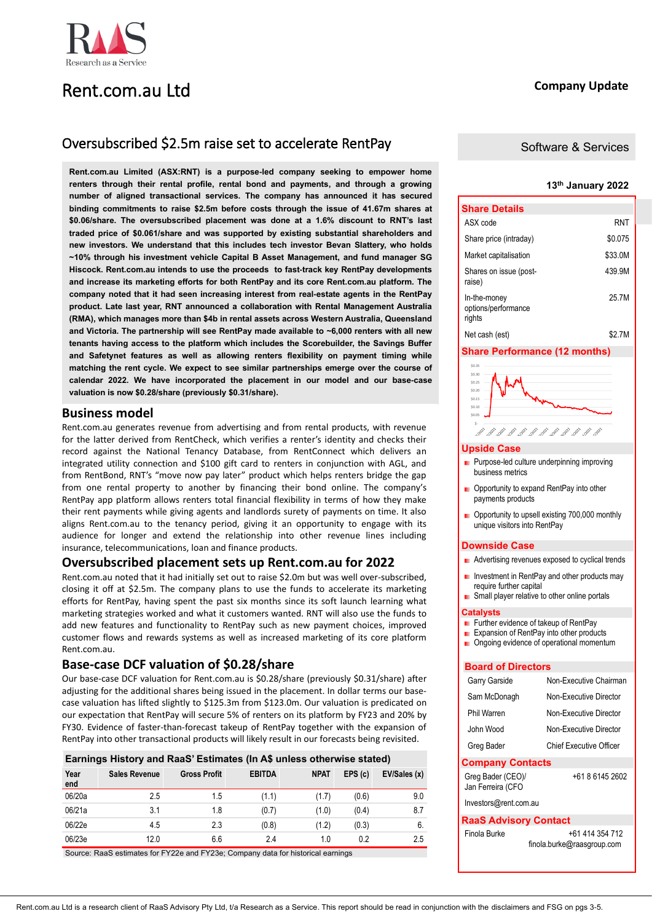# Rent.com.au Ltd

**Company Update**

## Oversubscribed $2.5m raise set to accelerate RentPay

**Software & Services**

**13th January 2022**

**Rent.com.au Limited (ASX:RNT) is a purpose-led company seeking to empower home renters through their rental profile, rental bond and payments, and through a growing number of aligned transactional services. The company has announced it has secured binding commitments to raise $2.5m before costs through the issue of 41.67m shares at $0.06/share. The oversubscribed placement was done at a 1.6% discount to RNT's last traded price of $0.061/share and was supported by existing substantial shareholders and new investors. We understand that this includes tech investor Bevan Slattery, who holds ~10% through his investment vehicle Capital B Asset Management, and fund manager SG Hiscock. Rent.com.au intends to use the proceeds to fast-track key RentPay developments and increase its marketing efforts for both RentPay and its core Rent.com.au platform. The company noted that it had seen increasing interest from real-estate agents in the RentPay product. Late last year, RNT announced a collaboration with Rental Management Australia (RMA), which manages more than $4b in rental assets across Western Australia, Queensland and Victoria. The partnership will see RentPay made available to ~6,000 renters with all new tenants having access to the platform which includes the Scorebuilder, the Savings Buffer and Safetynet features as well as allowing renters flexibility on payment timing while matching the payment across the rent cycle. We expect to see similar partnerships emerge over the course of calendar 2022. We have incorporated the placement in our model and our base-case valuation is now $0.28/share (previously $0.31/share).**

## Business model

Rent.com.au generates revenue from advertising and from rental products, with revenue for the latter derived from RentCheck, which verifies a renter's identity and checks their record against the National Tenancy Database, from RentConnect which delivers an integrated utility connection and $100 gift card to renters in conjunction with AGL, and from RentBond, RNT's "move now pay later" product which helps renters bridge the gap from one rental property to another by financing their bond online. The company's RentPay app platform allows renters total financial flexibility in terms of how they make their rent payments while giving agents and landlords surety of payments on time. It also aligns Rent.com.au to the tenancy period, giving it an opportunity to engage with its audience for longer and extend the relationship into other revenue lines including insurance, telecommunications, loan and finance products.

## Oversubscribed placement sets up Rent.com.au for 2022

Rent.com.au noted that it had initially set out to raise $2.0m but was well over-subscribed, closing it off at $2.5m. The company plans to use the funds to accelerate its marketing efforts for RentPay, having spent the past six months since its soft launch learning what marketing strategies worked and what it customers wanted. RNT will also use the funds to add new features and functionality to RentPay such as new payment choices, improved customer flows and rewards systems as well as increased marketing of its core platform Rent.com.au.

## Base-case DCF valuation of $0.28/share

Our base-case DCF valuation for Rent.com.au is $0.28/share (previously $0.31/share) after adjusting for the additional shares being issued in the placement. In dollar terms our base-case valuation has lifted slightly to $125.3m from $123.0m. Our valuation is predicated on our expectation that RentPay will secure 5% of renters on its platform by FY23 and 20% by FY30. Evidence of faster-than-forecast takeup of RentPay together with the expansion of RentPay into other transactional products will likely result in our forecasts being revisited.

**Earnings History and RaaS' Estimates (In A$ unless otherwise stated)**

| Year end | Sales Revenue | Gross Profit | EBITDA | NPAT | EPS (c) | EV/Sales (x) |
|---|---|---|---|---|---|---|
| 06/20a | 2.5 | 1.5 | (1.1) | (1.7) | (0.6) | 9.0 |
| 06/21a | 3.1 | 1.8 | (0.7) | (1.0) | (0.4) | 8.7 |
| 06/22e | 4.5 | 2.3 | (0.8) | (1.2) | (0.3) | 6. |
| 06/23e | 12.0 | 6.6 | 2.4 | 1.0 | 0.2 | 2.5 |

Source: RaaS estimates for FY22e and FY23e; Company data for historical earnings

### Share Details

| | |
|---|---|
| ASX code | RNT |
| Share price (intraday) | $0.075 |
| Market capitalisation | $33.0M |
| Shares on issue (post-raise) | 439.9M |
| In-the-money options/performance rights | 25.7M |
| Net cash (est) | $2.7M |

### Share Performance (12 months)

### Upside Case

- Purpose-led culture underpinning improving business metrics
- Opportunity to expand RentPay into other payments products
- Opportunity to upsell existing 700,000 monthly unique visitors into RentPay

### Downside Case

- Advertising revenues exposed to cyclical trends
- Investment in RentPay and other products may require further capital
- Small player relative to other online portals

### Catalysts

- Further evidence of takeup of RentPay
- Expansion of RentPay into other products
- Ongoing evidence of operational momentum

### Board of Directors

| | |
|---|---|
| Garry Garside | Non-Executive Chairman |
| Sam McDonagh | Non-Executive Director |
| Phil Warren | Non-Executive Director |
| John Wood | Non-Executive Director |
| Greg Bader | Chief Executive Officer |

### Company Contacts

Greg Bader (CEO)/ Jan Ferreira (CFO — +61 8 6145 2602

Investors@rent.com.au

### RaaS Advisory Contact

Finola Burke — +61 414 354 712 — finola.burke@raasgroup.com

Rent.com.au Ltd is a research client of RaaS Advisory Pty Ltd, t/a Research as a Service. This report should be read in conjunction with the disclaimers and FSG on pgs 3-5.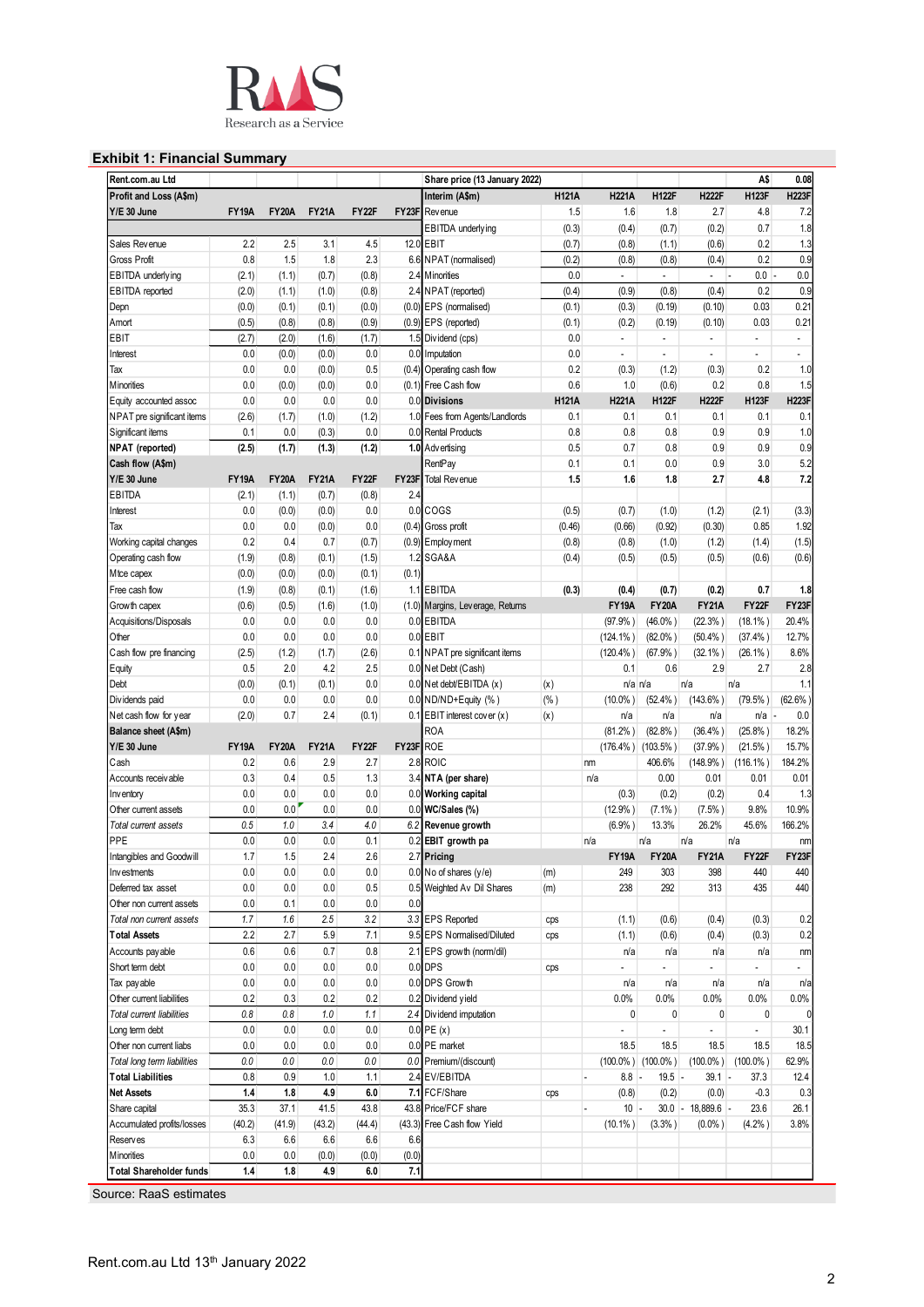## Exhibit 1: Financial Summary

| Rent.com.au Ltd | | | | | | Share price (13 January 2022) | | | | | | A$ | 0.08 |
|---|---|---|---|---|---|---|---|---|---|---|---|---|---|
| **Profit and Loss (A$m)** | | | | | | **Interim (A$m)** | | **H121A** | **H221A** | **H122F** | **H222F** | **H123F** | **H223F** |
| **Y/E 30 June** | **FY19A** | **FY20A** | **FY21A** | **FY22F** | **FY23F** | Revenue | | 1.5 | 1.6 | 1.8 | 2.7 | 4.8 | 7.2 |
| | | | | | | EBITDA underlying | | (0.3) | (0.4) | (0.7) | (0.2) | 0.7 | 1.8 |
| Sales Revenue | 2.2 | 2.5 | 3.1 | 4.5 | 12.0 | EBIT | | (0.7) | (0.8) | (1.1) | (0.6) | 0.2 | 1.3 |
| Gross Profit | 0.8 | 1.5 | 1.8 | 2.3 | 6.6 | NPAT (normalised) | | (0.2) | (0.8) | (0.8) | (0.4) | 0.2 | 0.9 |
| EBITDA underlying | (2.1) | (1.1) | (0.7) | (0.8) | 2.4 | Minorities | | 0.0 | - | - | - | 0.0 | 0.0 |
| EBITDA reported | (2.0) | (1.1) | (1.0) | (0.8) | 2.4 | NPAT (reported) | | (0.4) | (0.9) | (0.8) | (0.4) | 0.2 | 0.9 |
| Depn | (0.0) | (0.1) | (0.1) | (0.0) | (0.0) | EPS (normalised) | | (0.1) | (0.3) | (0.19) | (0.10) | 0.03 | 0.21 |
| Amort | (0.5) | (0.8) | (0.8) | (0.9) | (0.9) | EPS (reported) | | (0.1) | (0.2) | (0.19) | (0.10) | 0.03 | 0.21 |
| EBIT | (2.7) | (2.0) | (1.6) | (1.7) | 1.5 | Dividend (cps) | | 0.0 | - | - | - | - | - |
| Interest | 0.0 | (0.0) | (0.0) | 0.0 | 0.0 | Imputation | | 0.0 | - | - | - | - | - |
| Tax | 0.0 | 0.0 | (0.0) | 0.5 | (0.4) | Operating cash flow | | 0.2 | (0.3) | (1.2) | (0.3) | 0.2 | 1.0 |
| Minorities | 0.0 | (0.0) | (0.0) | 0.0 | (0.1) | Free Cash flow | | 0.6 | 1.0 | (0.6) | 0.2 | 0.8 | 1.5 |
| Equity accounted assoc | 0.0 | 0.0 | 0.0 | 0.0 | 0.0 | **Divisions** | | **H121A** | **H221A** | **H122F** | **H222F** | **H123F** | **H223F** |
| NPAT pre significant items | (2.6) | (1.7) | (1.0) | (1.2) | 1.0 | Fees from Agents/Landlords | | 0.1 | 0.1 | 0.1 | 0.1 | 0.1 | 0.1 |
| Significant items | 0.1 | 0.0 | (0.3) | 0.0 | 0.0 | Rental Products | | 0.8 | 0.8 | 0.8 | 0.9 | 0.9 | 1.0 |
| **NPAT (reported)** | **(2.5)** | **(1.7)** | **(1.3)** | **(1.2)** | **1.0** | Advertising | | 0.5 | 0.7 | 0.8 | 0.9 | 0.9 | 0.9 |
| **Cash flow (A$m)** | | | | | | RentPay | | 0.1 | 0.1 | 0.0 | 0.9 | 3.0 | 5.2 |
| **Y/E 30 June** | **FY19A** | **FY20A** | **FY21A** | **FY22F** | **FY23F** | Total Revenue | | **1.5** | **1.6** | **1.8** | **2.7** | **4.8** | **7.2** |
| EBITDA | (2.1) | (1.1) | (0.7) | (0.8) | 2.4 | | | | | | | | |
| Interest | 0.0 | (0.0) | (0.0) | 0.0 | 0.0 | COGS | | (0.5) | (0.7) | (1.0) | (1.2) | (2.1) | (3.3) |
| Tax | 0.0 | 0.0 | (0.0) | 0.0 | (0.4) | Gross profit | | (0.46) | (0.66) | (0.92) | (0.30) | 0.85 | 1.92 |
| Working capital changes | 0.2 | 0.4 | 0.7 | (0.7) | (0.9) | Employment | | (0.8) | (0.8) | (1.0) | (1.2) | (1.4) | (1.5) |
| Operating cash flow | (1.9) | (0.8) | (0.1) | (1.5) | 1.2 | SGA&A | | (0.4) | (0.5) | (0.5) | (0.5) | (0.6) | (0.6) |
| Mtce capex | (0.0) | (0.0) | (0.0) | (0.1) | (0.1) | | | | | | | | |
| Free cash flow | (1.9) | (0.8) | (0.1) | (1.6) | 1.1 | EBITDA | | **(0.3)** | **(0.4)** | **(0.7)** | **(0.2)** | **0.7** | **1.8** |
| Growth capex | (0.6) | (0.5) | (1.6) | (1.0) | (1.0) | Margins, Leverage, Returns | | | **FY19A** | **FY20A** | **FY21A** | **FY22F** | **FY23F** |
| Acquisitions/Disposals | 0.0 | 0.0 | 0.0 | 0.0 | 0.0 | EBITDA | | | (97.9%) | (46.0%) | (22.3%) | (18.1%) | 20.4% |
| Other | 0.0 | 0.0 | 0.0 | 0.0 | 0.0 | EBIT | | | (124.1%) | (82.0%) | (50.4%) | (37.4%) | 12.7% |
| Cash flow pre financing | (2.5) | (1.2) | (1.7) | (2.6) | 0.1 | NPAT pre significant items | | | (120.4%) | (67.9%) | (32.1%) | (26.1%) | 8.6% |
| Equity | 0.5 | 2.0 | 4.2 | 2.5 | 0.0 | Net Debt (Cash) | | | 0.1 | 0.6 | 2.9 | 2.7 | 2.8 |
| Debt | (0.0) | (0.1) | (0.1) | 0.0 | 0.0 | Net debt/EBITDA (x) | (x) | | n/a | n/a | n/a | n/a | 1.1 |
| Dividends paid | 0.0 | 0.0 | 0.0 | 0.0 | 0.0 | ND/ND+Equity (%) | (%) | | (10.0%) | (52.4%) | (143.6%) | (79.5%) | (62.6%) |
| Net cash flow for year | (2.0) | 0.7 | 2.4 | (0.1) | 0.1 | EBIT interest cover (x) | (x) | | n/a | n/a | n/a | n/a | 0.0 |
| **Balance sheet (A$m)** | | | | | | ROA | | | (81.2%) | (82.8%) | (36.4%) | (25.8%) | 18.2% |
| **Y/E 30 June** | **FY19A** | **FY20A** | **FY21A** | **FY22F** | **FY23F** | ROE | | | (176.4%) | (103.5%) | (37.9%) | (21.5%) | 15.7% |
| Cash | 0.2 | 0.6 | 2.9 | 2.7 | 2.8 | ROIC | | | nm | 406.6% | (148.9%) | (116.1%) | 184.2% |
| Accounts receivable | 0.3 | 0.4 | 0.5 | 1.3 | 3.4 | **NTA (per share)** | | | n/a | 0.00 | 0.01 | 0.01 | 0.01 |
| Inventory | 0.0 | 0.0 | 0.0 | 0.0 | 0.0 | **Working capital** | | | (0.3) | (0.2) | (0.2) | 0.4 | 1.3 |
| Other current assets | 0.0 | 0.0 | 0.0 | 0.0 | 0.0 | **WC/Sales (%)** | | | (12.9%) | (7.1%) | (7.5%) | 9.8% | 10.9% |
| *Total current assets* | *0.5* | *1.0* | *3.4* | *4.0* | *6.2* | **Revenue growth** | | | (6.9%) | 13.3% | 26.2% | 45.6% | 166.2% |
| PPE | 0.0 | 0.0 | 0.0 | 0.1 | 0.2 | **EBIT growth pa** | | | n/a | n/a | n/a | n/a | nm |
| Intangibles and Goodwill | 1.7 | 1.5 | 2.4 | 2.6 | 2.7 | **Pricing** | | | **FY19A** | **FY20A** | **FY21A** | **FY22F** | **FY23F** |
| Investments | 0.0 | 0.0 | 0.0 | 0.0 | 0.0 | No of shares (y/e) | (m) | | 249 | 303 | 398 | 440 | 440 |
| Deferred tax asset | 0.0 | 0.0 | 0.0 | 0.5 | 0.5 | Weighted Av Dil Shares | (m) | | 238 | 292 | 313 | 435 | 440 |
| Other non current assets | 0.0 | 0.1 | 0.0 | 0.0 | 0.0 | | | | | | | | |
| *Total non current assets* | *1.7* | *1.6* | *2.5* | *3.2* | *3.3* | EPS Reported | cps | | (1.1) | (0.6) | (0.4) | (0.3) | 0.2 |
| **Total Assets** | **2.2** | **2.7** | **5.9** | **7.1** | **9.5** | EPS Normalised/Diluted | cps | | (1.1) | (0.6) | (0.4) | (0.3) | 0.2 |
| Accounts payable | 0.6 | 0.6 | 0.7 | 0.8 | 2.1 | EPS growth (norm/dil) | | | n/a | n/a | n/a | n/a | nm |
| Short term debt | 0.0 | 0.0 | 0.0 | 0.0 | 0.0 | DPS | cps | | - | - | - | - | - |
| Tax payable | 0.0 | 0.0 | 0.0 | 0.0 | 0.0 | DPS Growth | | | n/a | n/a | n/a | n/a | n/a |
| Other current liabilities | 0.2 | 0.3 | 0.2 | 0.2 | 0.2 | Dividend yield | | | 0.0% | 0.0% | 0.0% | 0.0% | 0.0% |
| *Total current liabilities* | *0.8* | *0.8* | *1.0* | *1.1* | *2.4* | Dividend imputation | | | 0 | 0 | 0 | 0 | 0 |
| Long term debt | 0.0 | 0.0 | 0.0 | 0.0 | 0.0 | PE (x) | | | - | - | - | - | 30.1 |
| Other non current liabs | 0.0 | 0.0 | 0.0 | 0.0 | 0.0 | PE market | | | 18.5 | 18.5 | 18.5 | 18.5 | 18.5 |
| *Total long term liabilities* | *0.0* | *0.0* | *0.0* | *0.0* | *0.0* | Premium/(discount) | | | (100.0%) | (100.0%) | (100.0%) | (100.0%) | 62.9% |
| **Total Liabilities** | **0.8** | **0.9** | **1.0** | **1.1** | **2.4** | EV/EBITDA | | | - 8.8 | - 19.5 | - 39.1 | - 37.3 | 12.4 |
| **Net Assets** | **1.4** | **1.8** | **4.9** | **6.0** | **7.1** | FCF/Share | cps | | (0.8) | (0.2) | (0.0) | -0.3 | 0.3 |
| Share capital | 35.3 | 37.1 | 41.5 | 43.8 | 43.8 | Price/FCF share | | | - 10 | - 30.0 | - 18,889.6 | - 23.6 | 26.1 |
| Accumulated profits/losses | (40.2) | (41.9) | (43.2) | (44.4) | (43.3) | Free Cash flow Yield | | | (10.1%) | (3.3%) | (0.0%) | (4.2%) | 3.8% |
| Reserves | 6.3 | 6.6 | 6.6 | 6.6 | 6.6 | | | | | | | | |
| Minorities | 0.0 | 0.0 | (0.0) | (0.0) | (0.0) | | | | | | | | |
| **Total Shareholder funds** | **1.4** | **1.8** | **4.9** | **6.0** | **7.1** | | | | | | | | |

Source: RaaS estimates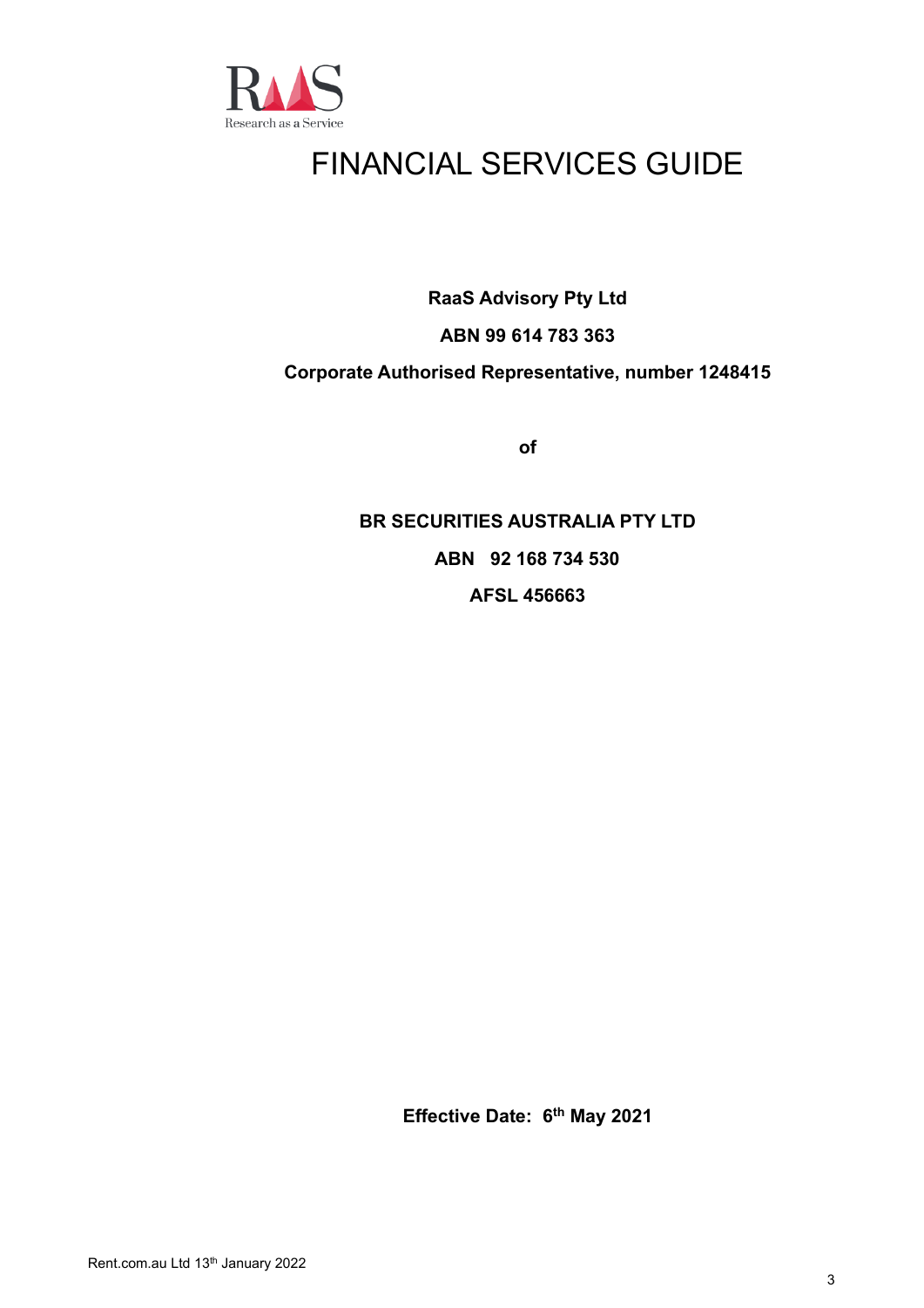# FINANCIAL SERVICES GUIDE

**RaaS Advisory Pty Ltd**

**ABN 99 614 783 363**

**Corporate Authorised Representative, number 1248415**

**of**

**BR SECURITIES AUSTRALIA PTY LTD**

**ABN 92 168 734 530**

**AFSL 456663**

**Effective Date: 6th May 2021**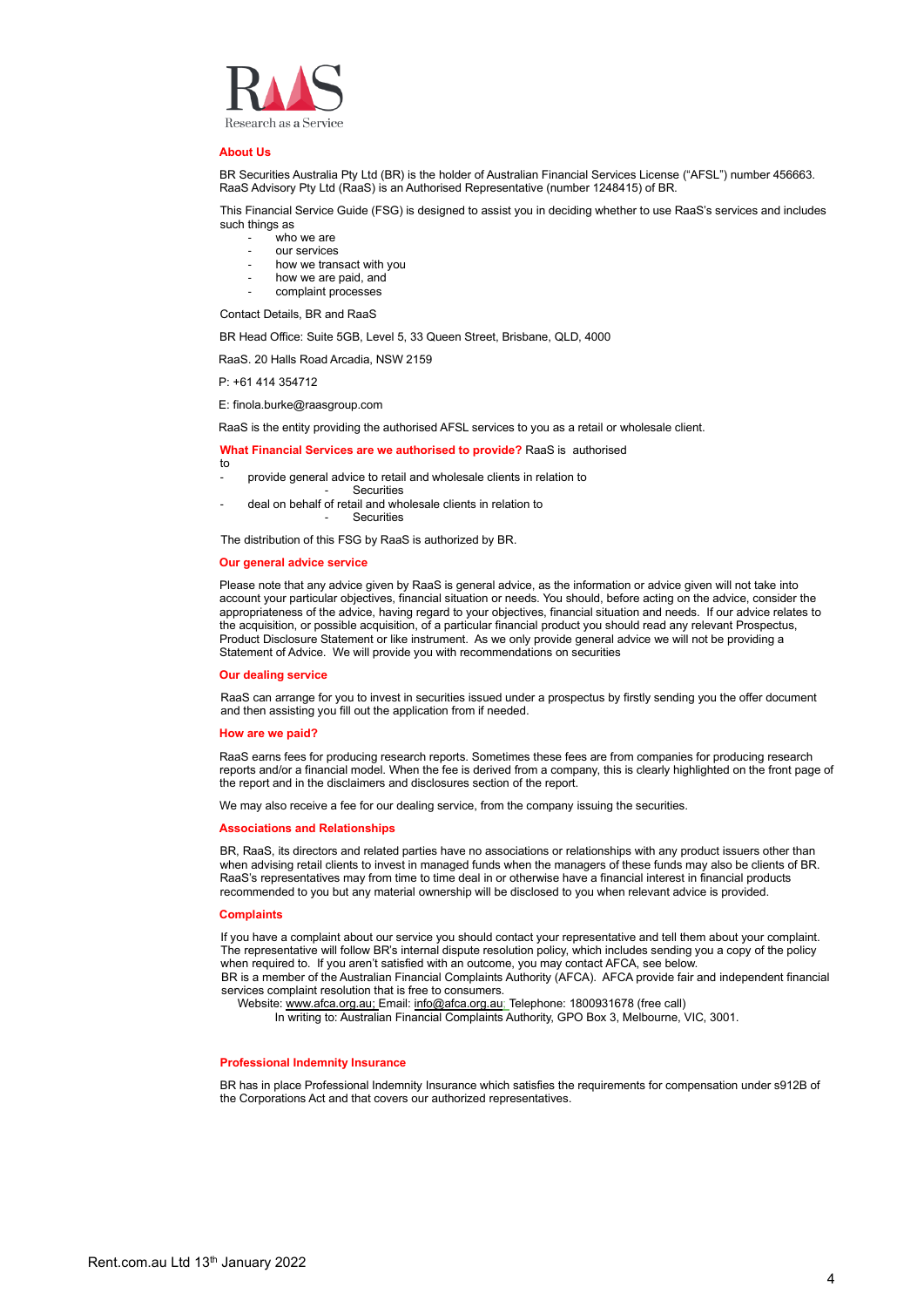RaaS

Research as a Service

## About Us

BR Securities Australia Pty Ltd (BR) is the holder of Australian Financial Services License ("AFSL") number 456663. RaaS Advisory Pty Ltd (RaaS) is an Authorised Representative (number 1248415) of BR.

This Financial Service Guide (FSG) is designed to assist you in deciding whether to use RaaS's services and includes such things as

- who we are
- our services
- how we transact with you
- how we are paid, and
- complaint processes

Contact Details, BR and RaaS

BR Head Office: Suite 5GB, Level 5, 33 Queen Street, Brisbane, QLD, 4000

RaaS. 20 Halls Road Arcadia, NSW 2159

P: +61 414 354712

E: finola.burke@raasgroup.com

RaaS is the entity providing the authorised AFSL services to you as a retail or wholesale client.

**What Financial Services are we authorised to provide?** RaaS is authorised to

- provide general advice to retail and wholesale clients in relation to
  - Securities
- deal on behalf of retail and wholesale clients in relation to
  - Securities

The distribution of this FSG by RaaS is authorized by BR.

## Our general advice service

Please note that any advice given by RaaS is general advice, as the information or advice given will not take into account your particular objectives, financial situation or needs. You should, before acting on the advice, consider the appropriateness of the advice, having regard to your objectives, financial situation and needs. If our advice relates to the acquisition, or possible acquisition, of a particular financial product you should read any relevant Prospectus, Product Disclosure Statement or like instrument. As we only provide general advice we will not be providing a Statement of Advice. We will provide you with recommendations on securities

## Our dealing service

RaaS can arrange for you to invest in securities issued under a prospectus by firstly sending you the offer document and then assisting you fill out the application from if needed.

## How are we paid?

RaaS earns fees for producing research reports. Sometimes these fees are from companies for producing research reports and/or a financial model. When the fee is derived from a company, this is clearly highlighted on the front page of the report and in the disclaimers and disclosures section of the report.

We may also receive a fee for our dealing service, from the company issuing the securities.

## Associations and Relationships

BR, RaaS, its directors and related parties have no associations or relationships with any product issuers other than when advising retail clients to invest in managed funds when the managers of these funds may also be clients of BR. RaaS's representatives may from time to time deal in or otherwise have a financial interest in financial products recommended to you but any material ownership will be disclosed to you when relevant advice is provided.

## Complaints

If you have a complaint about our service you should contact your representative and tell them about your complaint. The representative will follow BR's internal dispute resolution policy, which includes sending you a copy of the policy when required to. If you aren't satisfied with an outcome, you may contact AFCA, see below.
BR is a member of the Australian Financial Complaints Authority (AFCA). AFCA provide fair and independent financial services complaint resolution that is free to consumers.

Website: www.afca.org.au; Email: info@afca.org.au; Telephone: 1800931678 (free call)

In writing to: Australian Financial Complaints Authority, GPO Box 3, Melbourne, VIC, 3001.

## Professional Indemnity Insurance

BR has in place Professional Indemnity Insurance which satisfies the requirements for compensation under s912B of the Corporations Act and that covers our authorized representatives.

Rent.com.au Ltd 13th January 2022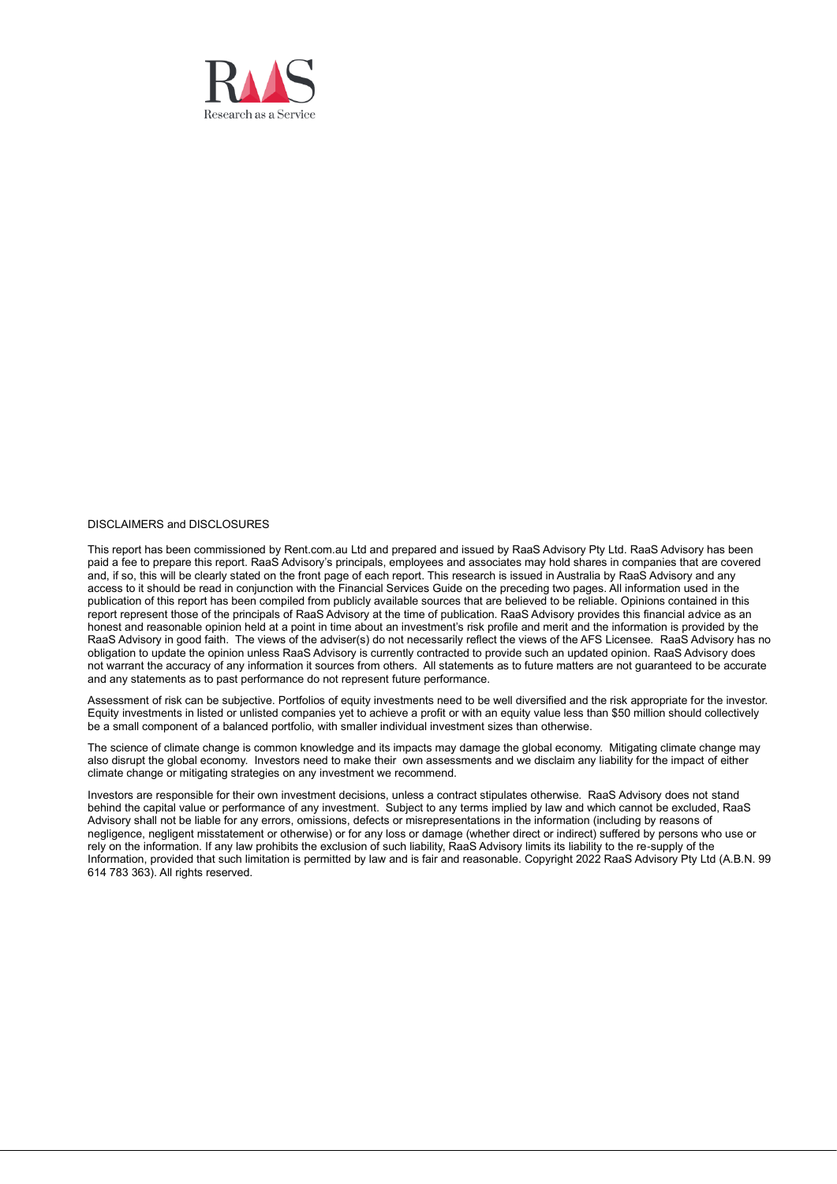DISCLAIMERS and DISCLOSURES

This report has been commissioned by Rent.com.au Ltd and prepared and issued by RaaS Advisory Pty Ltd. RaaS Advisory has been paid a fee to prepare this report. RaaS Advisory's principals, employees and associates may hold shares in companies that are covered and, if so, this will be clearly stated on the front page of each report. This research is issued in Australia by RaaS Advisory and any access to it should be read in conjunction with the Financial Services Guide on the preceding two pages. All information used in the publication of this report has been compiled from publicly available sources that are believed to be reliable. Opinions contained in this report represent those of the principals of RaaS Advisory at the time of publication. RaaS Advisory provides this financial advice as an honest and reasonable opinion held at a point in time about an investment's risk profile and merit and the information is provided by the RaaS Advisory in good faith. The views of the adviser(s) do not necessarily reflect the views of the AFS Licensee. RaaS Advisory has no obligation to update the opinion unless RaaS Advisory is currently contracted to provide such an updated opinion. RaaS Advisory does not warrant the accuracy of any information it sources from others. All statements as to future matters are not guaranteed to be accurate and any statements as to past performance do not represent future performance.

Assessment of risk can be subjective. Portfolios of equity investments need to be well diversified and the risk appropriate for the investor. Equity investments in listed or unlisted companies yet to achieve a profit or with an equity value less than $50 million should collectively be a small component of a balanced portfolio, with smaller individual investment sizes than otherwise.

The science of climate change is common knowledge and its impacts may damage the global economy. Mitigating climate change may also disrupt the global economy. Investors need to make their own assessments and we disclaim any liability for the impact of either climate change or mitigating strategies on any investment we recommend.

Investors are responsible for their own investment decisions, unless a contract stipulates otherwise. RaaS Advisory does not stand behind the capital value or performance of any investment. Subject to any terms implied by law and which cannot be excluded, RaaS Advisory shall not be liable for any errors, omissions, defects or misrepresentations in the information (including by reasons of negligence, negligent misstatement or otherwise) or for any loss or damage (whether direct or indirect) suffered by persons who use or rely on the information. If any law prohibits the exclusion of such liability, RaaS Advisory limits its liability to the re-supply of the Information, provided that such limitation is permitted by law and is fair and reasonable. Copyright 2022 RaaS Advisory Pty Ltd (A.B.N. 99 614 783 363). All rights reserved.